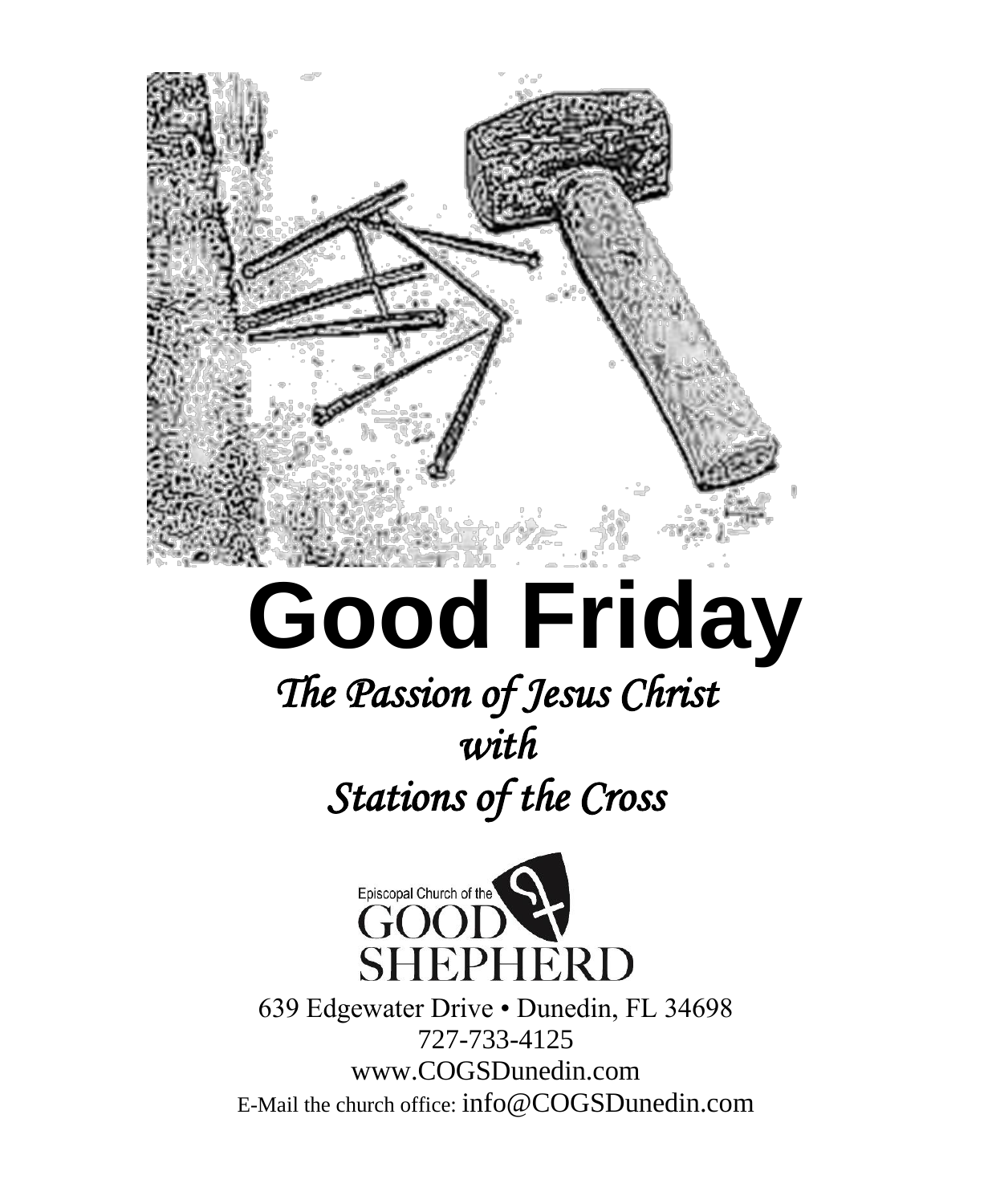# Good Friday

*The Passion of Jesus Christ*

*with*

*Stations of the Cross*

Episcopal Church of the
GOOD
SHEPHERD

639 Edgewater Drive • Dunedin, FL 34698
727-733-4125
www.COGSDunedin.com
E-Mail the church office: info@COGSDunedin.com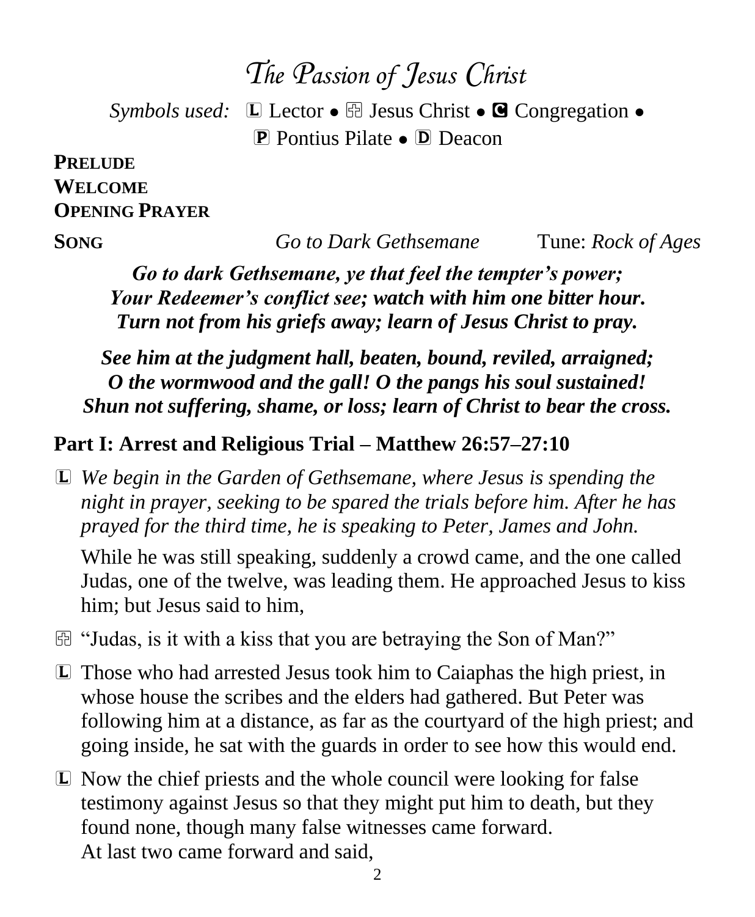# *The Passion of Jesus Christ*

*Symbols used:* Ⓛ Lector • ✠ Jesus Christ • Ⓒ Congregation • Ⓟ Pontius Pilate • Ⓓ Deacon

**PRELUDE**
**WELCOME**
**OPENING PRAYER**

**SONG** *Go to Dark Gethsemane* Tune: *Rock of Ages*

***Go to dark Gethsemane, ye that feel the tempter's power;***
***Your Redeemer's conflict see; watch with him one bitter hour.***
***Turn not from his griefs away; learn of Jesus Christ to pray.***

***See him at the judgment hall, beaten, bound, reviled, arraigned;***
***O the wormwood and the gall! O the pangs his soul sustained!***
***Shun not suffering, shame, or loss; learn of Christ to bear the cross.***

## Part I: Arrest and Religious Trial – Matthew 26:57–27:10

Ⓛ *We begin in the Garden of Gethsemane, where Jesus is spending the night in prayer, seeking to be spared the trials before him. After he has prayed for the third time, he is speaking to Peter, James and John.*

While he was still speaking, suddenly a crowd came, and the one called Judas, one of the twelve, was leading them. He approached Jesus to kiss him; but Jesus said to him,

✠ "Judas, is it with a kiss that you are betraying the Son of Man?"

Ⓛ Those who had arrested Jesus took him to Caiaphas the high priest, in whose house the scribes and the elders had gathered. But Peter was following him at a distance, as far as the courtyard of the high priest; and going inside, he sat with the guards in order to see how this would end.

Ⓛ Now the chief priests and the whole council were looking for false testimony against Jesus so that they might put him to death, but they found none, though many false witnesses came forward.
At last two came forward and said,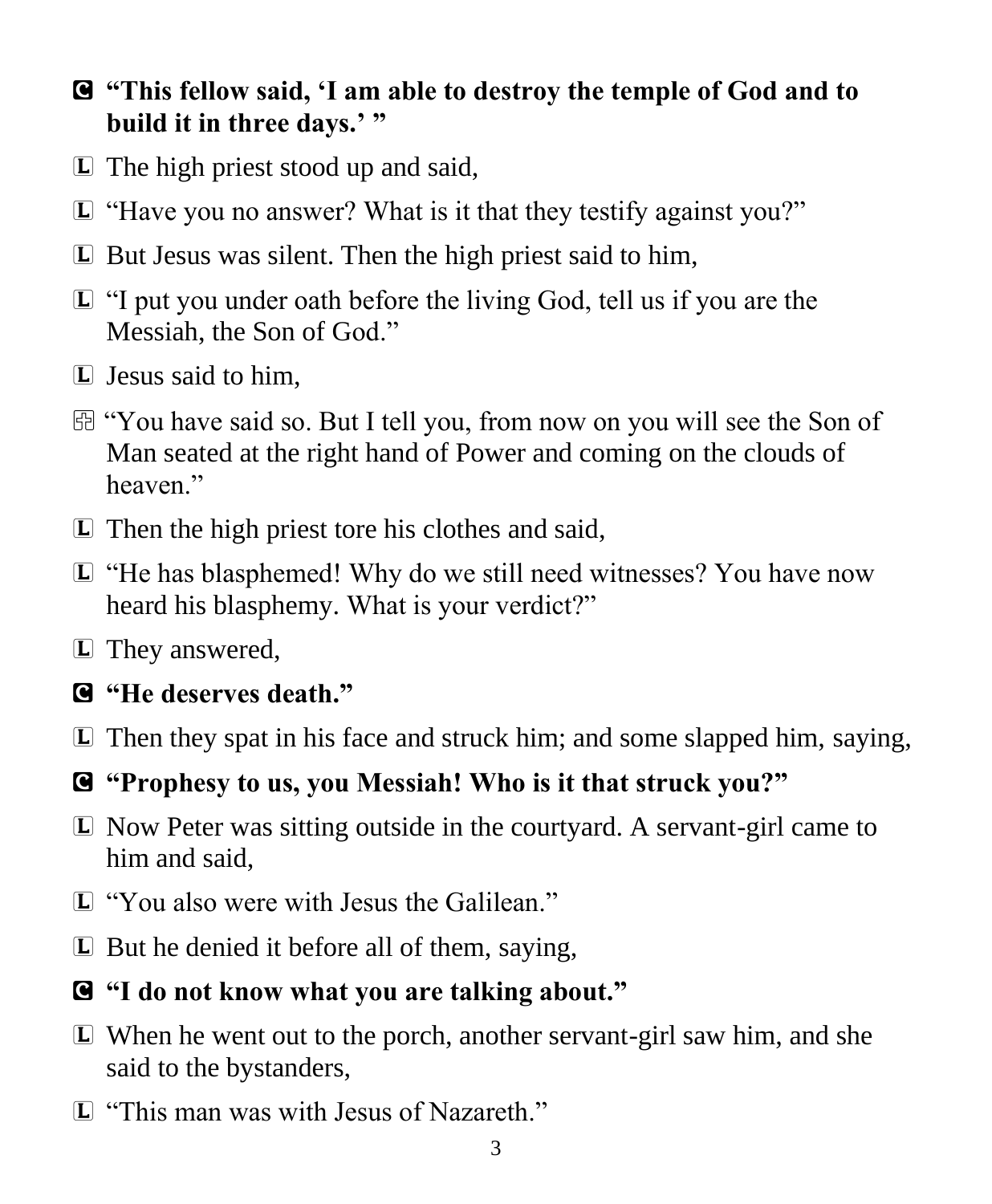**C** **“This fellow said, ‘I am able to destroy the temple of God and to build it in three days.’ ”**

**L** The high priest stood up and said,

**L** “Have you no answer? What is it that they testify against you?”

**L** But Jesus was silent. Then the high priest said to him,

**L** “I put you under oath before the living God, tell us if you are the Messiah, the Son of God.”

**L** Jesus said to him,

✠ “You have said so. But I tell you, from now on you will see the Son of Man seated at the right hand of Power and coming on the clouds of heaven.”

**L** Then the high priest tore his clothes and said,

**L** “He has blasphemed! Why do we still need witnesses? You have now heard his blasphemy. What is your verdict?”

**L** They answered,

**C** **“He deserves death.”**

**L** Then they spat in his face and struck him; and some slapped him, saying,

**C** **“Prophesy to us, you Messiah! Who is it that struck you?”**

**L** Now Peter was sitting outside in the courtyard. A servant-girl came to him and said,

**L** “You also were with Jesus the Galilean.”

**L** But he denied it before all of them, saying,

**C** **“I do not know what you are talking about.”**

**L** When he went out to the porch, another servant-girl saw him, and she said to the bystanders,

**L** “This man was with Jesus of Nazareth.”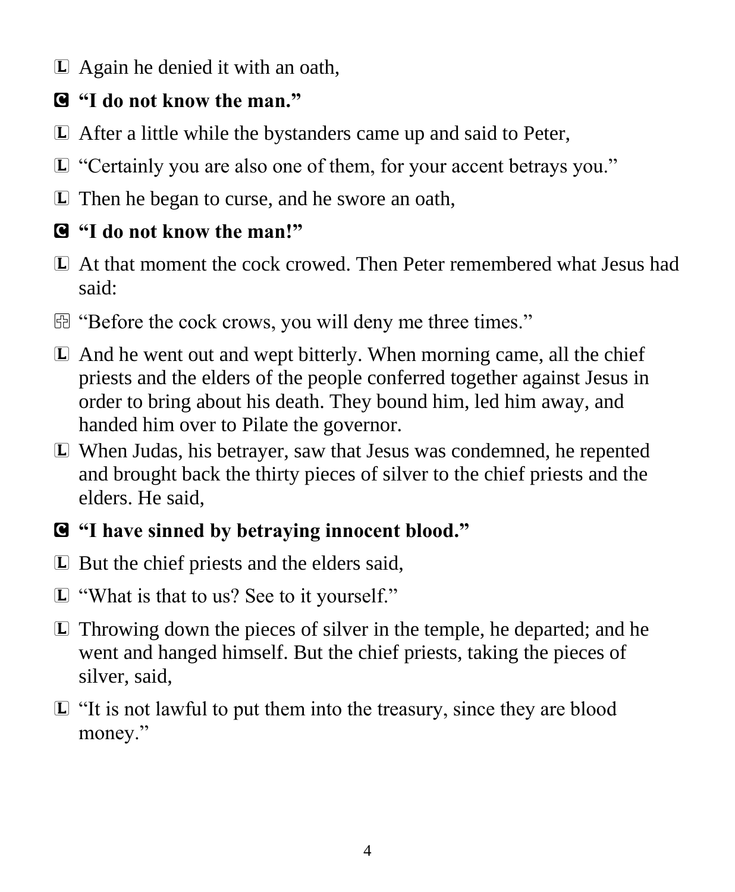L Again he denied it with an oath,

**C “I do not know the man.”**

L After a little while the bystanders came up and said to Peter,

L “Certainly you are also one of them, for your accent betrays you.”

L Then he began to curse, and he swore an oath,

**C “I do not know the man!”**

L At that moment the cock crowed. Then Peter remembered what Jesus had said:

✠ “Before the cock crows, you will deny me three times.”

L And he went out and wept bitterly. When morning came, all the chief priests and the elders of the people conferred together against Jesus in order to bring about his death. They bound him, led him away, and handed him over to Pilate the governor.

L When Judas, his betrayer, saw that Jesus was condemned, he repented and brought back the thirty pieces of silver to the chief priests and the elders. He said,

**C “I have sinned by betraying innocent blood.”**

L But the chief priests and the elders said,

L “What is that to us? See to it yourself.”

L Throwing down the pieces of silver in the temple, he departed; and he went and hanged himself. But the chief priests, taking the pieces of silver, said,

L “It is not lawful to put them into the treasury, since they are blood money.”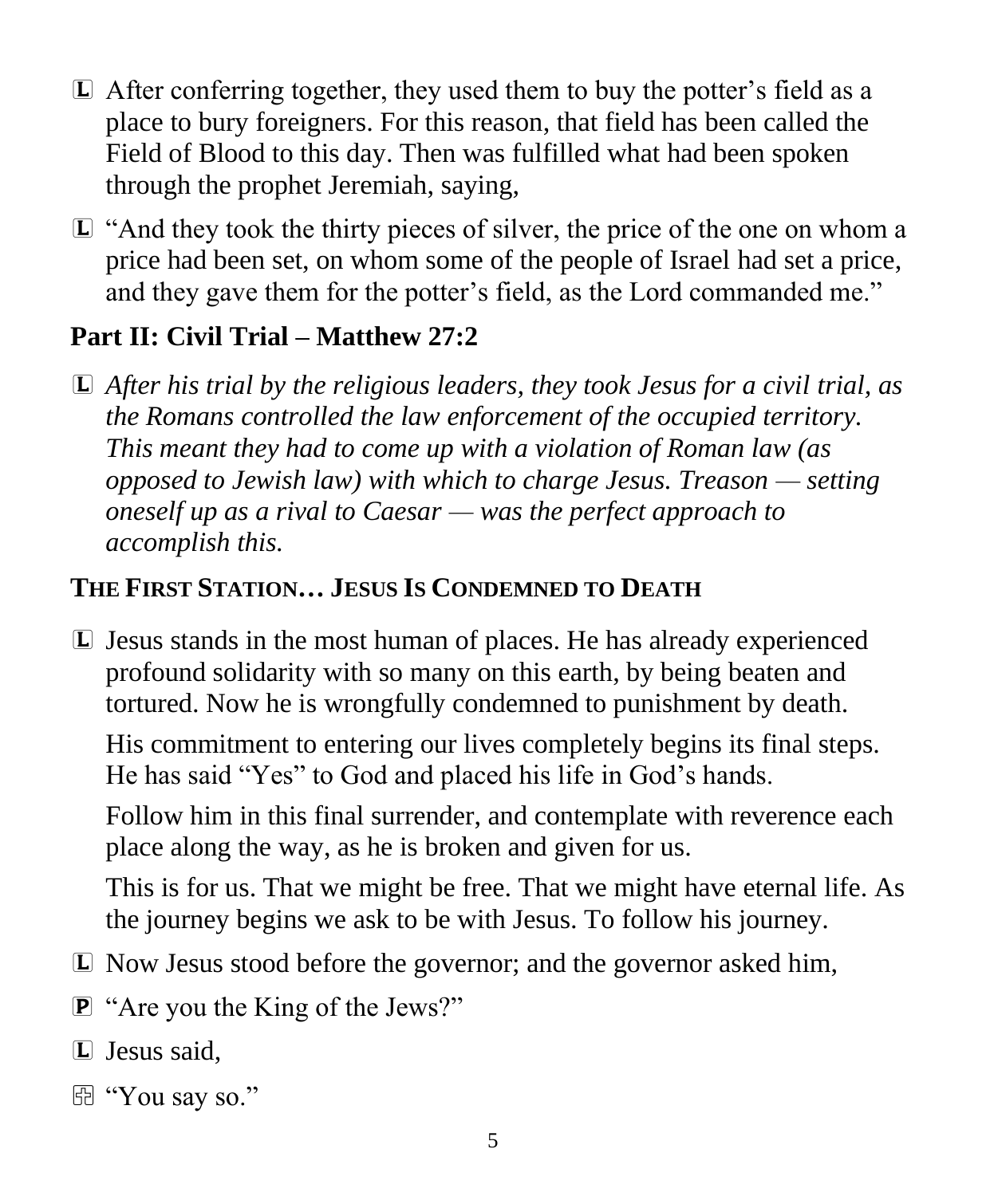Ⓛ After conferring together, they used them to buy the potter's field as a place to bury foreigners. For this reason, that field has been called the Field of Blood to this day. Then was fulfilled what had been spoken through the prophet Jeremiah, saying,

Ⓛ "And they took the thirty pieces of silver, the price of the one on whom a price had been set, on whom some of the people of Israel had set a price, and they gave them for the potter's field, as the Lord commanded me."

## Part II: Civil Trial – Matthew 27:2

Ⓛ *After his trial by the religious leaders, they took Jesus for a civil trial, as the Romans controlled the law enforcement of the occupied territory. This meant they had to come up with a violation of Roman law (as opposed to Jewish law) with which to charge Jesus. Treason — setting oneself up as a rival to Caesar — was the perfect approach to accomplish this.*

### THE FIRST STATION… JESUS IS CONDEMNED TO DEATH

Ⓛ Jesus stands in the most human of places. He has already experienced profound solidarity with so many on this earth, by being beaten and tortured. Now he is wrongfully condemned to punishment by death.

His commitment to entering our lives completely begins its final steps. He has said "Yes" to God and placed his life in God's hands.

Follow him in this final surrender, and contemplate with reverence each place along the way, as he is broken and given for us.

This is for us. That we might be free. That we might have eternal life. As the journey begins we ask to be with Jesus. To follow his journey.

Ⓛ Now Jesus stood before the governor; and the governor asked him,

Ⓟ "Are you the King of the Jews?"

Ⓛ Jesus said,

✠ "You say so."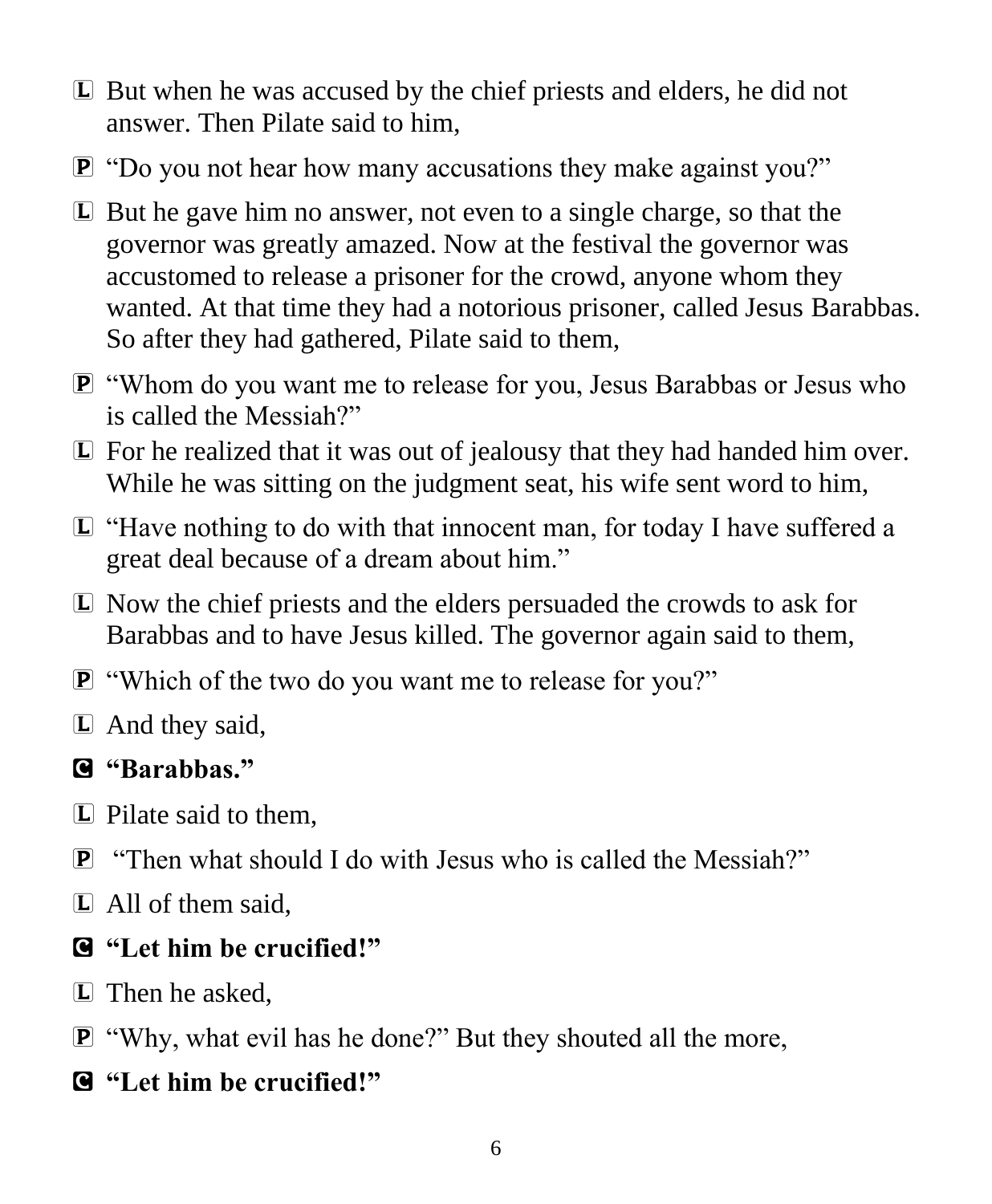L But when he was accused by the chief priests and elders, he did not answer. Then Pilate said to him,

P "Do you not hear how many accusations they make against you?"

L But he gave him no answer, not even to a single charge, so that the governor was greatly amazed. Now at the festival the governor was accustomed to release a prisoner for the crowd, anyone whom they wanted. At that time they had a notorious prisoner, called Jesus Barabbas. So after they had gathered, Pilate said to them,

P "Whom do you want me to release for you, Jesus Barabbas or Jesus who is called the Messiah?"

L For he realized that it was out of jealousy that they had handed him over. While he was sitting on the judgment seat, his wife sent word to him,

L "Have nothing to do with that innocent man, for today I have suffered a great deal because of a dream about him."

L Now the chief priests and the elders persuaded the crowds to ask for Barabbas and to have Jesus killed. The governor again said to them,

P "Which of the two do you want me to release for you?"

L And they said,

**C "Barabbas."**

L Pilate said to them,

P "Then what should I do with Jesus who is called the Messiah?"

L All of them said,

**C "Let him be crucified!"**

L Then he asked,

P "Why, what evil has he done?" But they shouted all the more,

**C "Let him be crucified!"**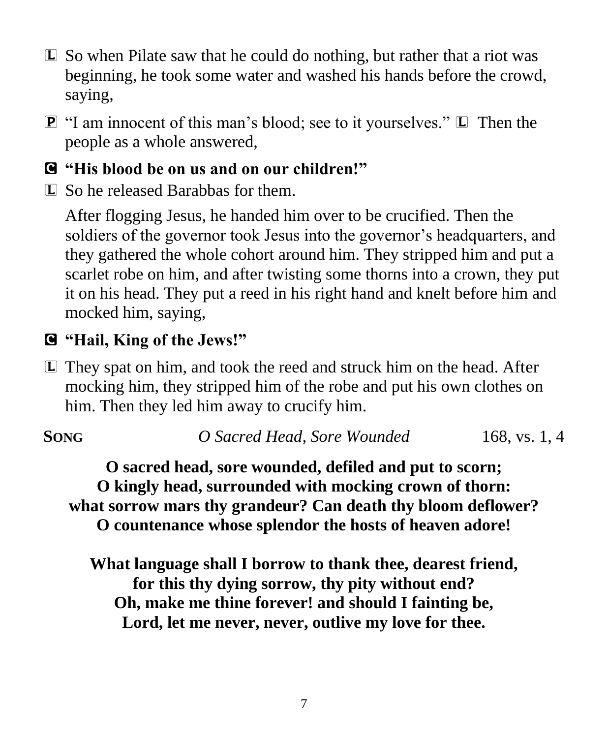L So when Pilate saw that he could do nothing, but rather that a riot was beginning, he took some water and washed his hands before the crowd, saying,

P "I am innocent of this man's blood; see to it yourselves." L Then the people as a whole answered,

**C "His blood be on us and on our children!"**

L So he released Barabbas for them.

After flogging Jesus, he handed him over to be crucified. Then the soldiers of the governor took Jesus into the governor's headquarters, and they gathered the whole cohort around him. They stripped him and put a scarlet robe on him, and after twisting some thorns into a crown, they put it on his head. They put a reed in his right hand and knelt before him and mocked him, saying,

**C "Hail, King of the Jews!"**

L They spat on him, and took the reed and struck him on the head. After mocking him, they stripped him of the robe and put his own clothes on him. Then they led him away to crucify him.

**SONG** *O Sacred Head, Sore Wounded* 168, vs. 1, 4

**O sacred head, sore wounded, defiled and put to scorn;**
**O kingly head, surrounded with mocking crown of thorn:**
**what sorrow mars thy grandeur? Can death thy bloom deflower?**
**O countenance whose splendor the hosts of heaven adore!**

**What language shall I borrow to thank thee, dearest friend,**
**for this thy dying sorrow, thy pity without end?**
**Oh, make me thine forever! and should I fainting be,**
**Lord, let me never, never, outlive my love for thee.**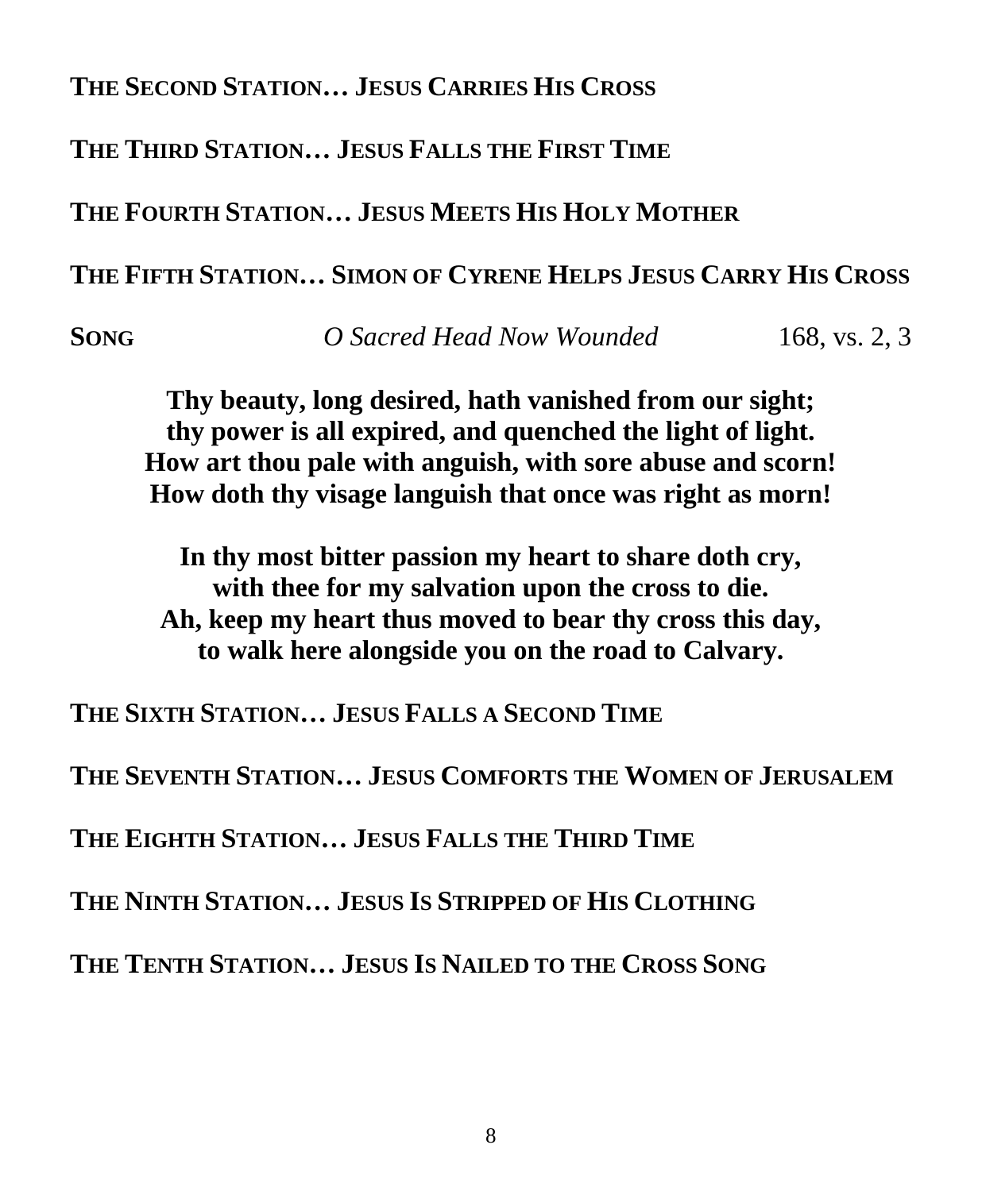**THE SECOND STATION… JESUS CARRIES HIS CROSS**

**THE THIRD STATION… JESUS FALLS THE FIRST TIME**

**THE FOURTH STATION… JESUS MEETS HIS HOLY MOTHER**

**THE FIFTH STATION… SIMON OF CYRENE HELPS JESUS CARRY HIS CROSS**

**SONG** *O Sacred Head Now Wounded* 168, vs. 2, 3

**Thy beauty, long desired, hath vanished from our sight;**
**thy power is all expired, and quenched the light of light.**
**How art thou pale with anguish, with sore abuse and scorn!**
**How doth thy visage languish that once was right as morn!**

**In thy most bitter passion my heart to share doth cry,**
**with thee for my salvation upon the cross to die.**
**Ah, keep my heart thus moved to bear thy cross this day,**
**to walk here alongside you on the road to Calvary.**

**THE SIXTH STATION… JESUS FALLS A SECOND TIME**

**THE SEVENTH STATION… JESUS COMFORTS THE WOMEN OF JERUSALEM**

**THE EIGHTH STATION… JESUS FALLS THE THIRD TIME**

**THE NINTH STATION… JESUS IS STRIPPED OF HIS CLOTHING**

**THE TENTH STATION… JESUS IS NAILED TO THE CROSS SONG**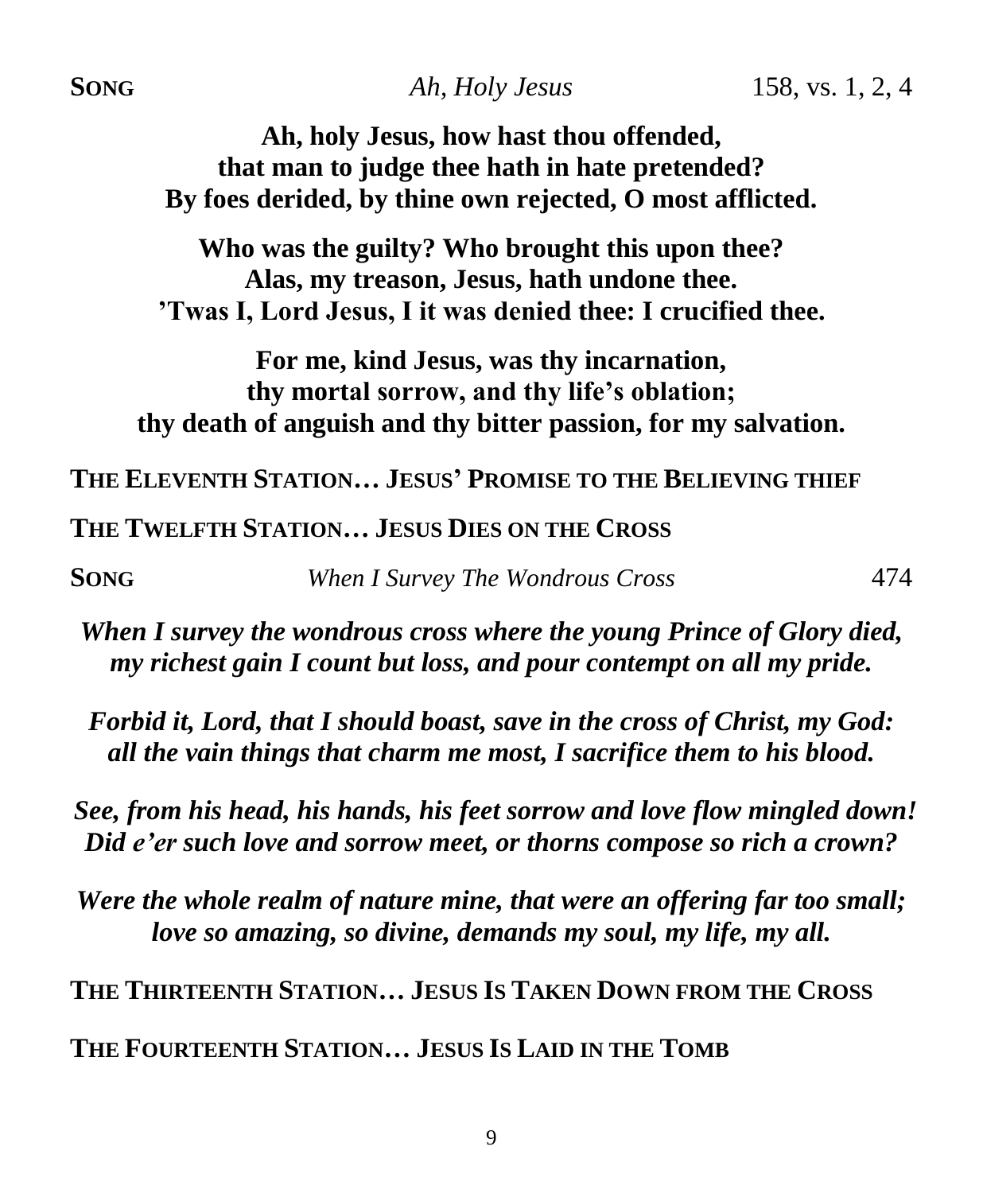**SONG** *Ah, Holy Jesus* 158, vs. 1, 2, 4

**Ah, holy Jesus, how hast thou offended,**
**that man to judge thee hath in hate pretended?**
**By foes derided, by thine own rejected, O most afflicted.**

**Who was the guilty? Who brought this upon thee?**
**Alas, my treason, Jesus, hath undone thee.**
**'Twas I, Lord Jesus, I it was denied thee: I crucified thee.**

**For me, kind Jesus, was thy incarnation,**
**thy mortal sorrow, and thy life's oblation;**
**thy death of anguish and thy bitter passion, for my salvation.**

**THE ELEVENTH STATION… JESUS' PROMISE TO THE BELIEVING THIEF**

**THE TWELFTH STATION… JESUS DIES ON THE CROSS**

**SONG** *When I Survey The Wondrous Cross* 474

***When I survey the wondrous cross where the young Prince of Glory died,***
***my richest gain I count but loss, and pour contempt on all my pride.***

***Forbid it, Lord, that I should boast, save in the cross of Christ, my God:***
***all the vain things that charm me most, I sacrifice them to his blood.***

***See, from his head, his hands, his feet sorrow and love flow mingled down!***
***Did e'er such love and sorrow meet, or thorns compose so rich a crown?***

***Were the whole realm of nature mine, that were an offering far too small;***
***love so amazing, so divine, demands my soul, my life, my all.***

**THE THIRTEENTH STATION… JESUS IS TAKEN DOWN FROM THE CROSS**

**THE FOURTEENTH STATION… JESUS IS LAID IN THE TOMB**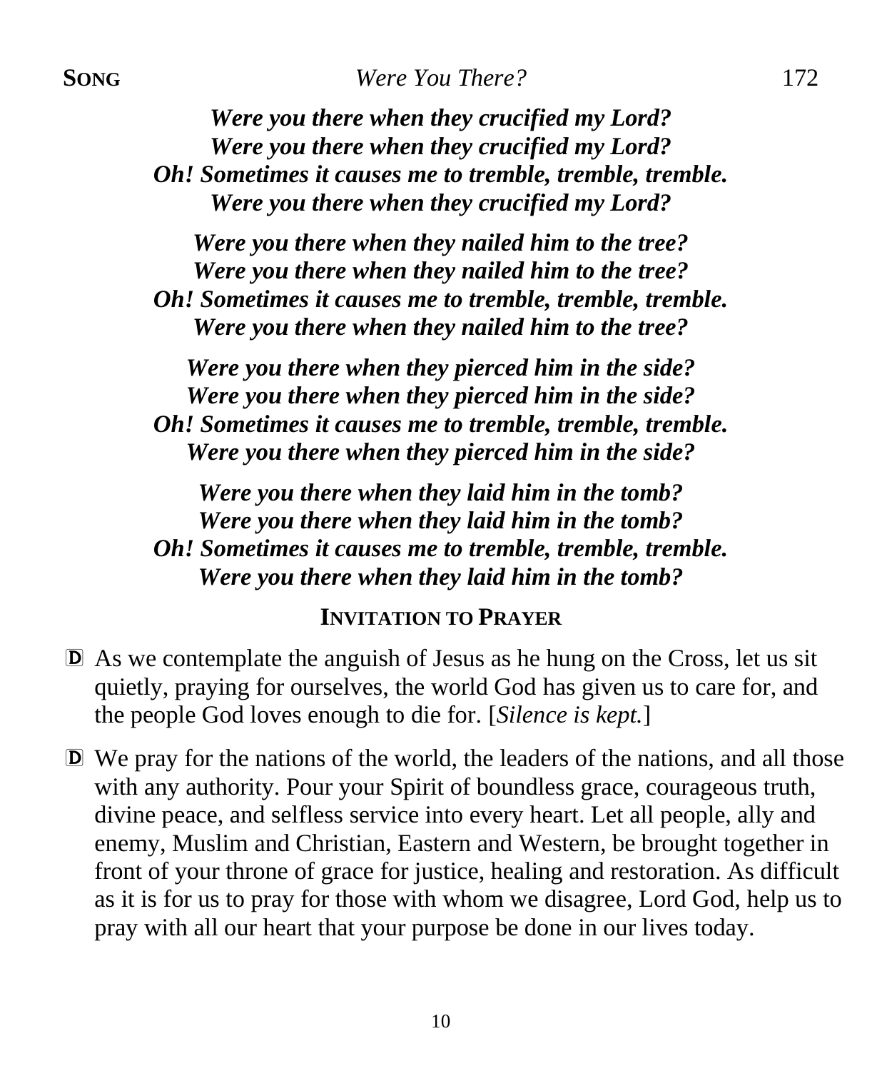**SONG** *Were You There?* 172

***Were you there when they crucified my Lord?***
***Were you there when they crucified my Lord?***
***Oh! Sometimes it causes me to tremble, tremble, tremble.***
***Were you there when they crucified my Lord?***

***Were you there when they nailed him to the tree?***
***Were you there when they nailed him to the tree?***
***Oh! Sometimes it causes me to tremble, tremble, tremble.***
***Were you there when they nailed him to the tree?***

***Were you there when they pierced him in the side?***
***Were you there when they pierced him in the side?***
***Oh! Sometimes it causes me to tremble, tremble, tremble.***
***Were you there when they pierced him in the side?***

***Were you there when they laid him in the tomb?***
***Were you there when they laid him in the tomb?***
***Oh! Sometimes it causes me to tremble, tremble, tremble.***
***Were you there when they laid him in the tomb?***

## INVITATION TO PRAYER

D As we contemplate the anguish of Jesus as he hung on the Cross, let us sit quietly, praying for ourselves, the world God has given us to care for, and the people God loves enough to die for. [*Silence is kept.*]

D We pray for the nations of the world, the leaders of the nations, and all those with any authority. Pour your Spirit of boundless grace, courageous truth, divine peace, and selfless service into every heart. Let all people, ally and enemy, Muslim and Christian, Eastern and Western, be brought together in front of your throne of grace for justice, healing and restoration. As difficult as it is for us to pray for those with whom we disagree, Lord God, help us to pray with all our heart that your purpose be done in our lives today.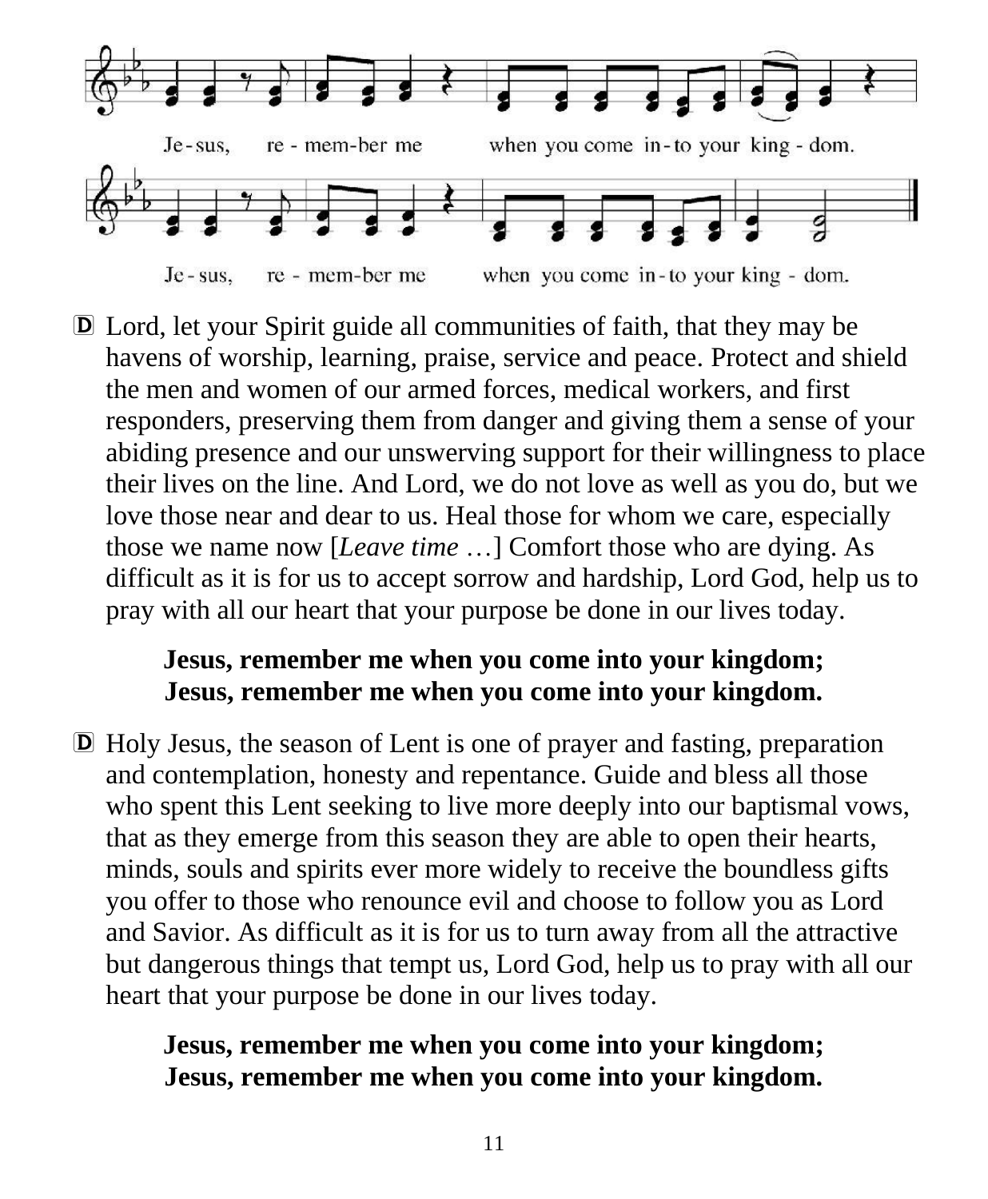Je-sus, re-mem-ber me when you come in-to your king-dom.

Je-sus, re-mem-ber me when you come in-to your king-dom.

D Lord, let your Spirit guide all communities of faith, that they may be havens of worship, learning, praise, service and peace. Protect and shield the men and women of our armed forces, medical workers, and first responders, preserving them from danger and giving them a sense of your abiding presence and our unswerving support for their willingness to place their lives on the line. And Lord, we do not love as well as you do, but we love those near and dear to us. Heal those for whom we care, especially those we name now [*Leave time* …] Comfort those who are dying. As difficult as it is for us to accept sorrow and hardship, Lord God, help us to pray with all our heart that your purpose be done in our lives today.

> **Jesus, remember me when you come into your kingdom;**
> **Jesus, remember me when you come into your kingdom.**

D Holy Jesus, the season of Lent is one of prayer and fasting, preparation and contemplation, honesty and repentance. Guide and bless all those who spent this Lent seeking to live more deeply into our baptismal vows, that as they emerge from this season they are able to open their hearts, minds, souls and spirits ever more widely to receive the boundless gifts you offer to those who renounce evil and choose to follow you as Lord and Savior. As difficult as it is for us to turn away from all the attractive but dangerous things that tempt us, Lord God, help us to pray with all our heart that your purpose be done in our lives today.

> **Jesus, remember me when you come into your kingdom;**
> **Jesus, remember me when you come into your kingdom.**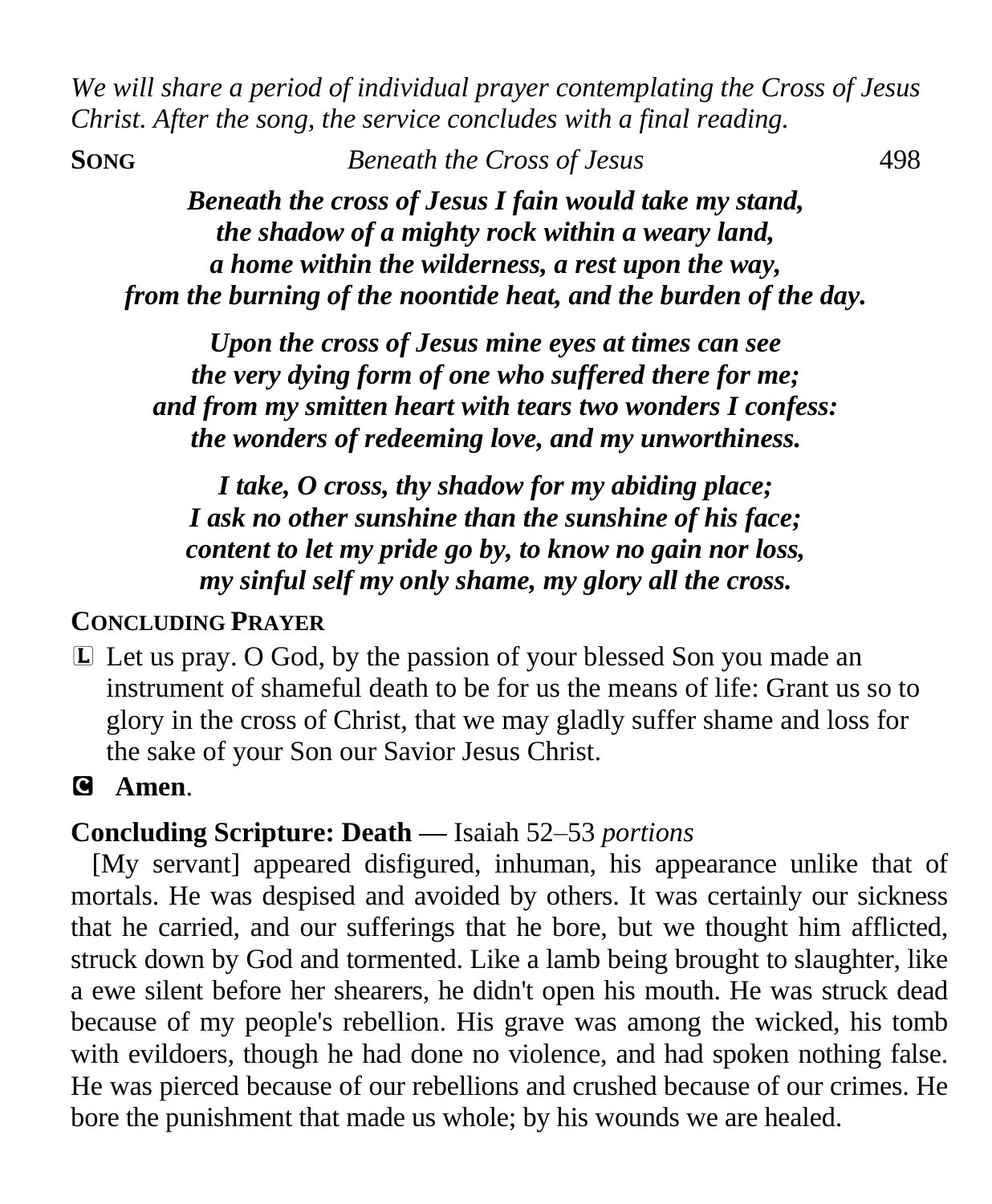*We will share a period of individual prayer contemplating the Cross of Jesus Christ. After the song, the service concludes with a final reading.*

**SONG** *Beneath the Cross of Jesus* 498

***Beneath the cross of Jesus I fain would take my stand,***
***the shadow of a mighty rock within a weary land,***
***a home within the wilderness, a rest upon the way,***
***from the burning of the noontide heat, and the burden of the day.***

***Upon the cross of Jesus mine eyes at times can see***
***the very dying form of one who suffered there for me;***
***and from my smitten heart with tears two wonders I confess:***
***the wonders of redeeming love, and my unworthiness.***

***I take, O cross, thy shadow for my abiding place;***
***I ask no other sunshine than the sunshine of his face;***
***content to let my pride go by, to know no gain nor loss,***
***my sinful self my only shame, my glory all the cross.***

**CONCLUDING PRAYER**

L Let us pray. O God, by the passion of your blessed Son you made an instrument of shameful death to be for us the means of life: Grant us so to glory in the cross of Christ, that we may gladly suffer shame and loss for the sake of your Son our Savior Jesus Christ.

C **Amen**.

**Concluding Scripture: Death —** Isaiah 52–53 *portions*

[My servant] appeared disfigured, inhuman, his appearance unlike that of mortals. He was despised and avoided by others. It was certainly our sickness that he carried, and our sufferings that he bore, but we thought him afflicted, struck down by God and tormented. Like a lamb being brought to slaughter, like a ewe silent before her shearers, he didn't open his mouth. He was struck dead because of my people's rebellion. His grave was among the wicked, his tomb with evildoers, though he had done no violence, and had spoken nothing false. He was pierced because of our rebellions and crushed because of our crimes. He bore the punishment that made us whole; by his wounds we are healed.